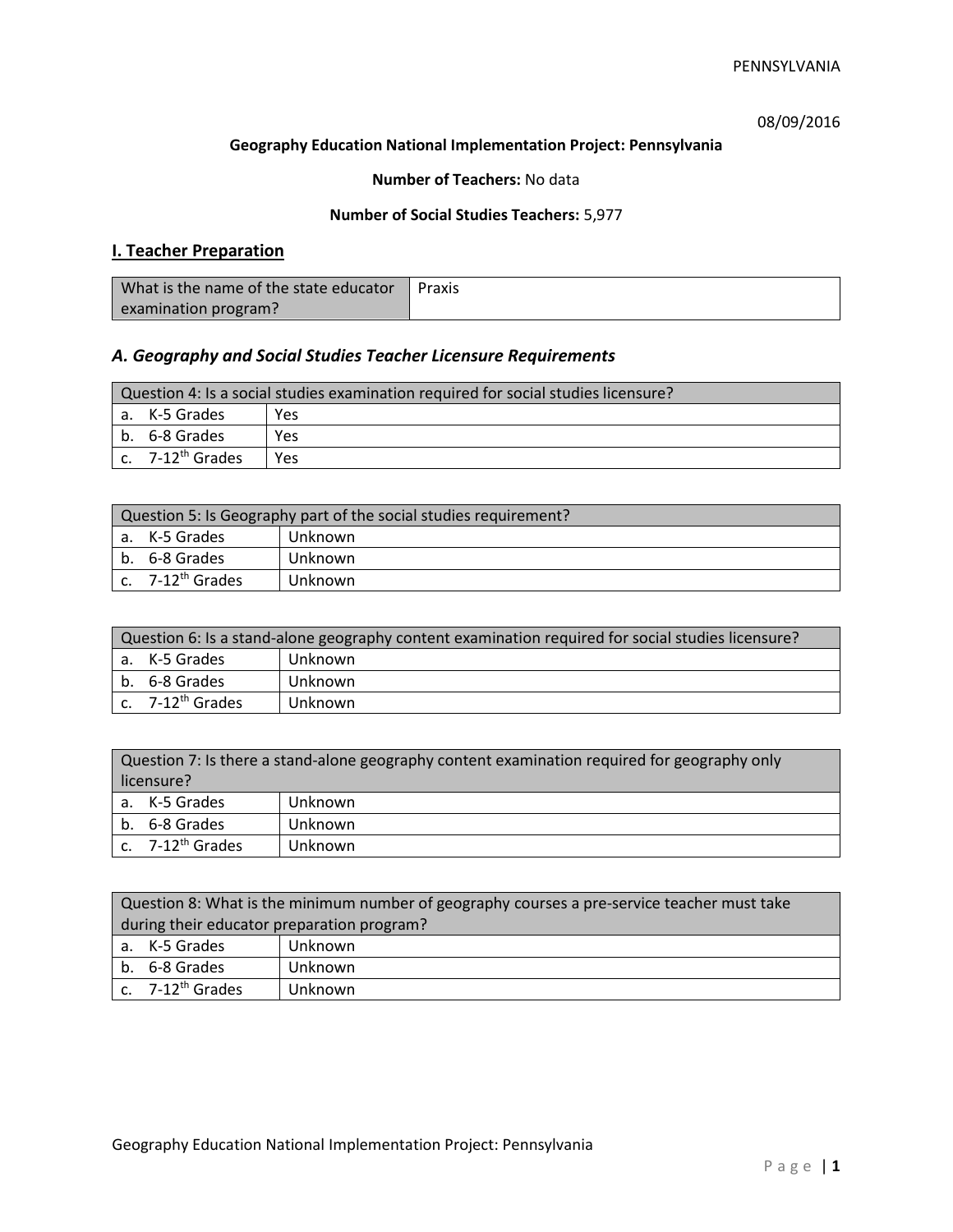08/09/2016

**Geography Education National Implementation Project: Pennsylvania**

**Number of Teachers:** No data

**Number of Social Studies Teachers:** 5,977

## I. Teacher Preparation

| What is the name of the state educator examination program? | Praxis |
|---|---|

### *A. Geography and Social Studies Teacher Licensure Requirements*

| Question 4: Is a social studies examination required for social studies licensure? | |
|---|---|
| a. K-5 Grades | Yes |
| b. 6-8 Grades | Yes |
| c. 7-12th Grades | Yes |

| Question 5: Is Geography part of the social studies requirement? | |
|---|---|
| a. K-5 Grades | Unknown |
| b. 6-8 Grades | Unknown |
| c. 7-12th Grades | Unknown |

| Question 6: Is a stand-alone geography content examination required for social studies licensure? | |
|---|---|
| a. K-5 Grades | Unknown |
| b. 6-8 Grades | Unknown |
| c. 7-12th Grades | Unknown |

| Question 7: Is there a stand-alone geography content examination required for geography only licensure? | |
|---|---|
| a. K-5 Grades | Unknown |
| b. 6-8 Grades | Unknown |
| c. 7-12th Grades | Unknown |

| Question 8: What is the minimum number of geography courses a pre-service teacher must take during their educator preparation program? | |
|---|---|
| a. K-5 Grades | Unknown |
| b. 6-8 Grades | Unknown |
| c. 7-12th Grades | Unknown |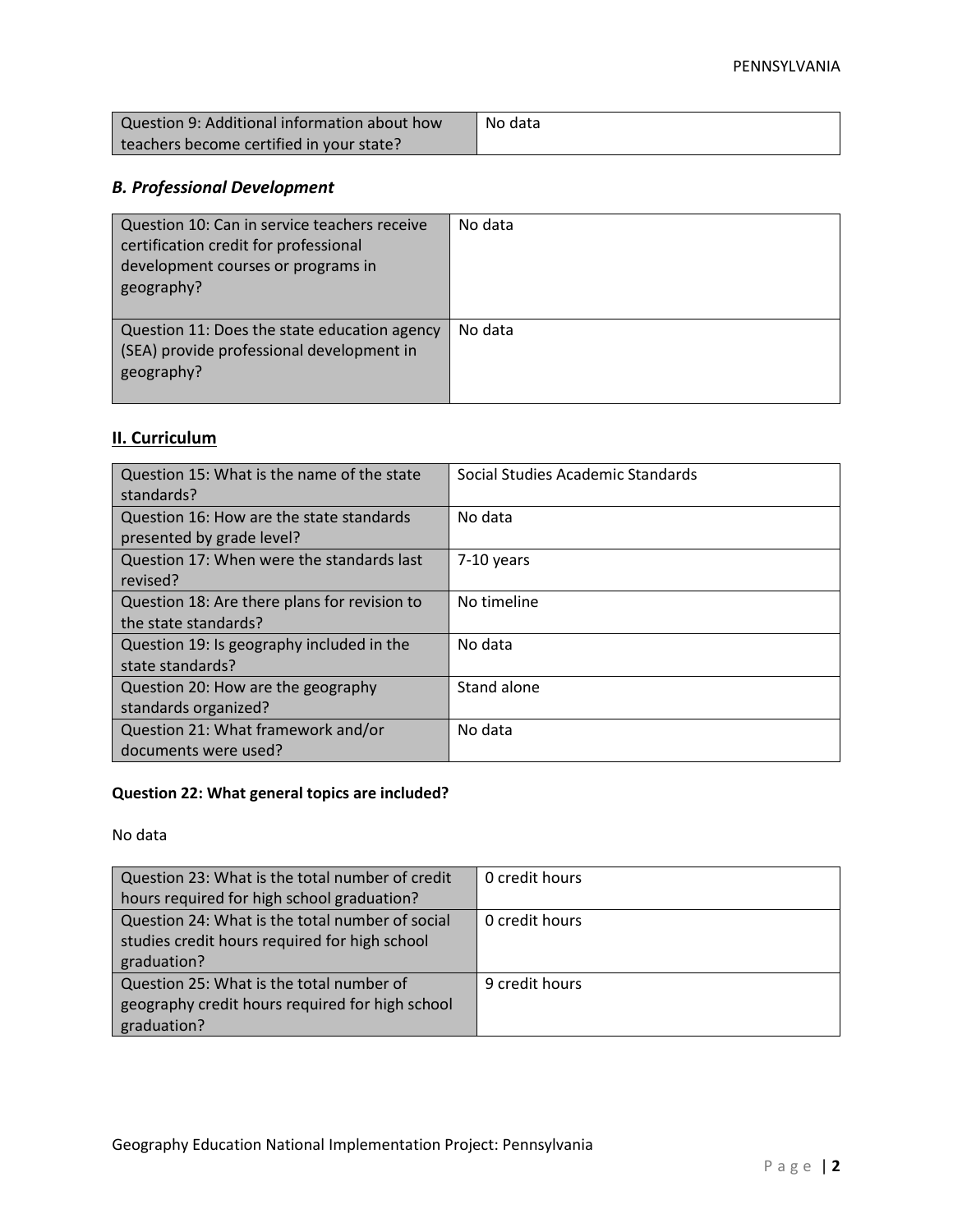| Question 9: Additional information about how teachers become certified in your state? | No data |
|---|---|

### *B. Professional Development*

| Question 10: Can in service teachers receive certification credit for professional development courses or programs in geography? | No data |
|---|---|
| Question 11: Does the state education agency (SEA) provide professional development in geography? | No data |

## II. Curriculum

| Question 15: What is the name of the state standards? | Social Studies Academic Standards |
|---|---|
| Question 16: How are the state standards presented by grade level? | No data |
| Question 17: When were the standards last revised? | 7-10 years |
| Question 18: Are there plans for revision to the state standards? | No timeline |
| Question 19: Is geography included in the state standards? | No data |
| Question 20: How are the geography standards organized? | Stand alone |
| Question 21: What framework and/or documents were used? | No data |

**Question 22: What general topics are included?**

No data

| Question 23: What is the total number of credit hours required for high school graduation? | 0 credit hours |
|---|---|
| Question 24: What is the total number of social studies credit hours required for high school graduation? | 0 credit hours |
| Question 25: What is the total number of geography credit hours required for high school graduation? | 9 credit hours |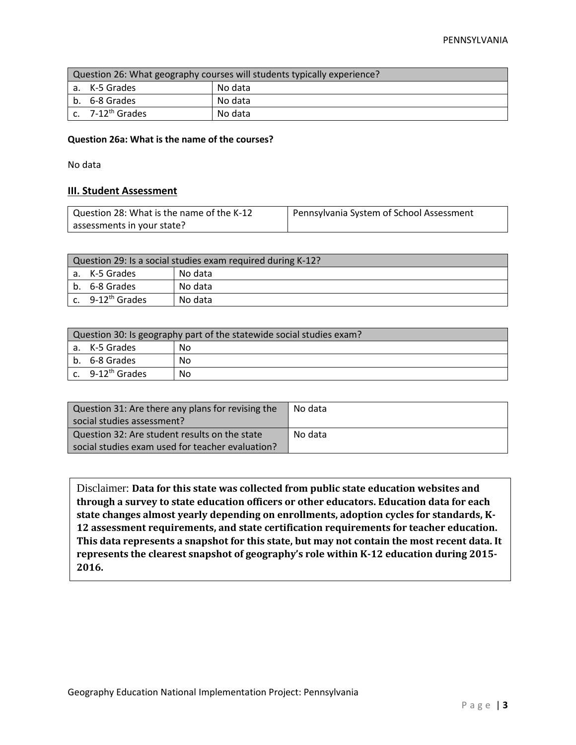| Question 26: What geography courses will students typically experience? | |
| --- | --- |
| a. K-5 Grades | No data |
| b. 6-8 Grades | No data |
| c. 7-12th Grades | No data |

**Question 26a: What is the name of the courses?**

No data

## III. Student Assessment

| | |
| --- | --- |
| Question 28: What is the name of the K-12 assessments in your state? | Pennsylvania System of School Assessment |

| Question 29: Is a social studies exam required during K-12? | |
| --- | --- |
| a. K-5 Grades | No data |
| b. 6-8 Grades | No data |
| c. 9-12th Grades | No data |

| Question 30: Is geography part of the statewide social studies exam? | |
| --- | --- |
| a. K-5 Grades | No |
| b. 6-8 Grades | No |
| c. 9-12th Grades | No |

| | |
| --- | --- |
| Question 31: Are there any plans for revising the social studies assessment? | No data |
| Question 32: Are student results on the state social studies exam used for teacher evaluation? | No data |

Disclaimer: **Data for this state was collected from public state education websites and through a survey to state education officers or other educators. Education data for each state changes almost yearly depending on enrollments, adoption cycles for standards, K-12 assessment requirements, and state certification requirements for teacher education. This data represents a snapshot for this state, but may not contain the most recent data. It represents the clearest snapshot of geography's role within K-12 education during 2015-2016.**